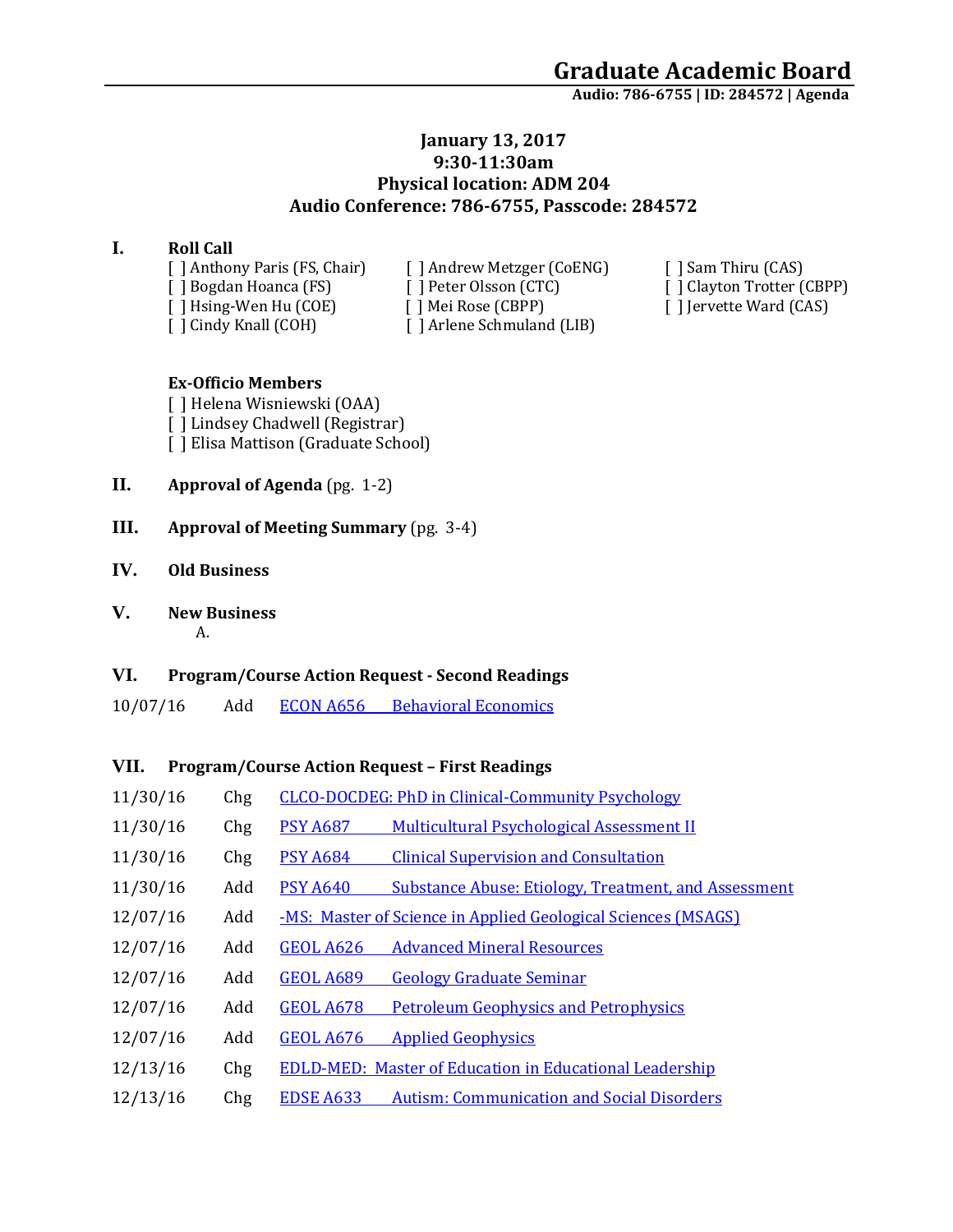# Graduate Academic Board

**Audio: 786-6755 | ID: 284572 | Agenda**

**January 13, 2017**
**9:30-11:30am**
**Physical location: ADM 204**
**Audio Conference: 786-6755, Passcode: 284572**

## I. Roll Call

[ ] Anthony Paris (FS, Chair)
[ ] Bogdan Hoanca (FS)
[ ] Hsing-Wen Hu (COE)
[ ] Cindy Knall (COH)
[ ] Andrew Metzger (CoENG)
[ ] Peter Olsson (CTC)
[ ] Mei Rose (CBPP)
[ ] Arlene Schmuland (LIB)
[ ] Sam Thiru (CAS)
[ ] Clayton Trotter (CBPP)
[ ] Jervette Ward (CAS)

**Ex-Officio Members**

[ ] Helena Wisniewski (OAA)
[ ] Lindsey Chadwell (Registrar)
[ ] Elisa Mattison (Graduate School)

## II. Approval of Agenda (pg. 1-2)

## III. Approval of Meeting Summary (pg. 3-4)

## IV. Old Business

## V. New Business

A.

## VI. Program/Course Action Request - Second Readings

| | | | |
|---|---|---|---|
| 10/07/16 | Add | ECON A656 | Behavioral Economics |

## VII. Program/Course Action Request – First Readings

| | | | |
|---|---|---|---|
| 11/30/16 | Chg | CLCO-DOCDEG: PhD in Clinical-Community Psychology | |
| 11/30/16 | Chg | PSY A687 | Multicultural Psychological Assessment II |
| 11/30/16 | Chg | PSY A684 | Clinical Supervision and Consultation |
| 11/30/16 | Add | PSY A640 | Substance Abuse: Etiology, Treatment, and Assessment |
| 12/07/16 | Add | -MS: Master of Science in Applied Geological Sciences (MSAGS) | |
| 12/07/16 | Add | GEOL A626 | Advanced Mineral Resources |
| 12/07/16 | Add | GEOL A689 | Geology Graduate Seminar |
| 12/07/16 | Add | GEOL A678 | Petroleum Geophysics and Petrophysics |
| 12/07/16 | Add | GEOL A676 | Applied Geophysics |
| 12/13/16 | Chg | EDLD-MED: Master of Education in Educational Leadership | |
| 12/13/16 | Chg | EDSE A633 | Autism: Communication and Social Disorders |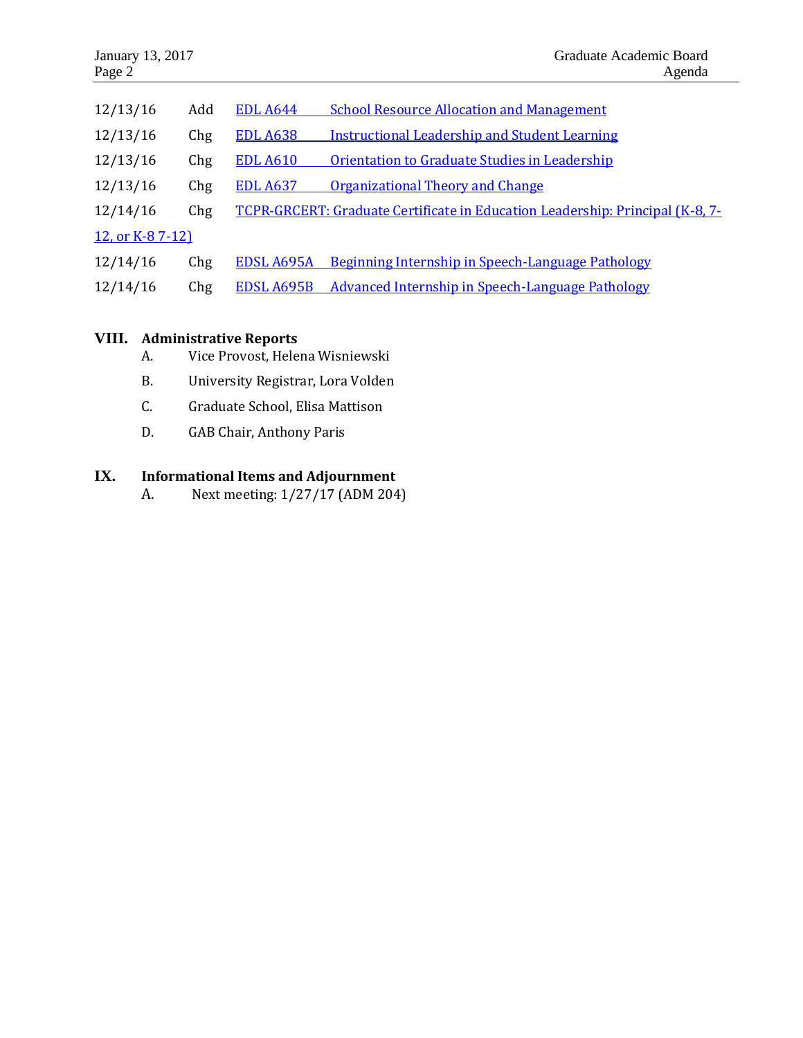| | | | |
|---|---|---|---|
| 12/13/16 | Add | EDL A644 | School Resource Allocation and Management |
| 12/13/16 | Chg | EDL A638 | Instructional Leadership and Student Learning |
| 12/13/16 | Chg | EDL A610 | Orientation to Graduate Studies in Leadership |
| 12/13/16 | Chg | EDL A637 | Organizational Theory and Change |
| 12/14/16 | Chg | TCPR-GRCERT: Graduate Certificate in Education Leadership: Principal (K-8, 7-12, or K-8 7-12) | |
| 12/14/16 | Chg | EDSL A695A | Beginning Internship in Speech-Language Pathology |
| 12/14/16 | Chg | EDSL A695B | Advanced Internship in Speech-Language Pathology |

## VIII. Administrative Reports

A. Vice Provost, Helena Wisniewski

B. University Registrar, Lora Volden

C. Graduate School, Elisa Mattison

D. GAB Chair, Anthony Paris

## IX. Informational Items and Adjournment

A. Next meeting: 1/27/17 (ADM 204)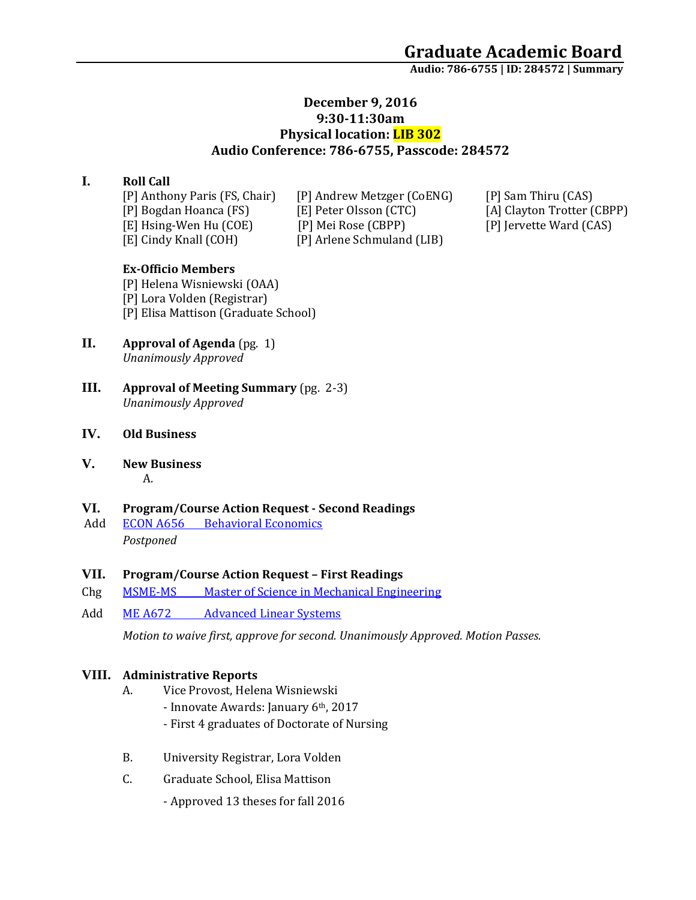# Graduate Academic Board

**Audio: 786-6755 | ID: 284572 | Summary**

**December 9, 2016**
**9:30-11:30am**
**Physical location: LIB 302**
**Audio Conference: 786-6755, Passcode: 284572**

## I. Roll Call

[P] Anthony Paris (FS, Chair)
[P] Bogdan Hoanca (FS)
[E] Hsing-Wen Hu (COE)
[E] Cindy Knall (COH)
[P] Andrew Metzger (CoENG)
[E] Peter Olsson (CTC)
[P] Mei Rose (CBPP)
[P] Arlene Schmuland (LIB)
[P] Sam Thiru (CAS)
[A] Clayton Trotter (CBPP)
[P] Jervette Ward (CAS)

**Ex-Officio Members**

[P] Helena Wisniewski (OAA)
[P] Lora Volden (Registrar)
[P] Elisa Mattison (Graduate School)

## II. Approval of Agenda (pg. 1)

*Unanimously Approved*

## III. Approval of Meeting Summary (pg. 2-3)

*Unanimously Approved*

## IV. Old Business

## V. New Business

A.

## VI. Program/Course Action Request - Second Readings

Add ECON A656 Behavioral Economics

*Postponed*

## VII. Program/Course Action Request – First Readings

Chg MSME-MS Master of Science in Mechanical Engineering

Add ME A672 Advanced Linear Systems

*Motion to waive first, approve for second. Unanimously Approved. Motion Passes.*

## VIII. Administrative Reports

A. Vice Provost, Helena Wisniewski
- Innovate Awards: January 6th, 2017
- First 4 graduates of Doctorate of Nursing

B. University Registrar, Lora Volden

C. Graduate School, Elisa Mattison
- Approved 13 theses for fall 2016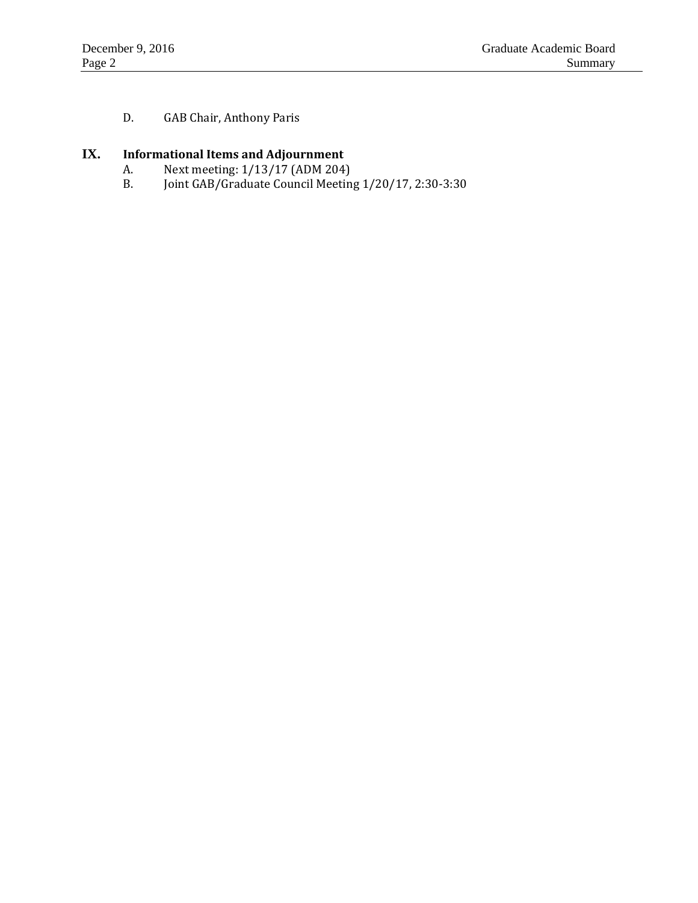D. GAB Chair, Anthony Paris

## IX. Informational Items and Adjournment

A. Next meeting: 1/13/17 (ADM 204)

B. Joint GAB/Graduate Council Meeting 1/20/17, 2:30-3:30